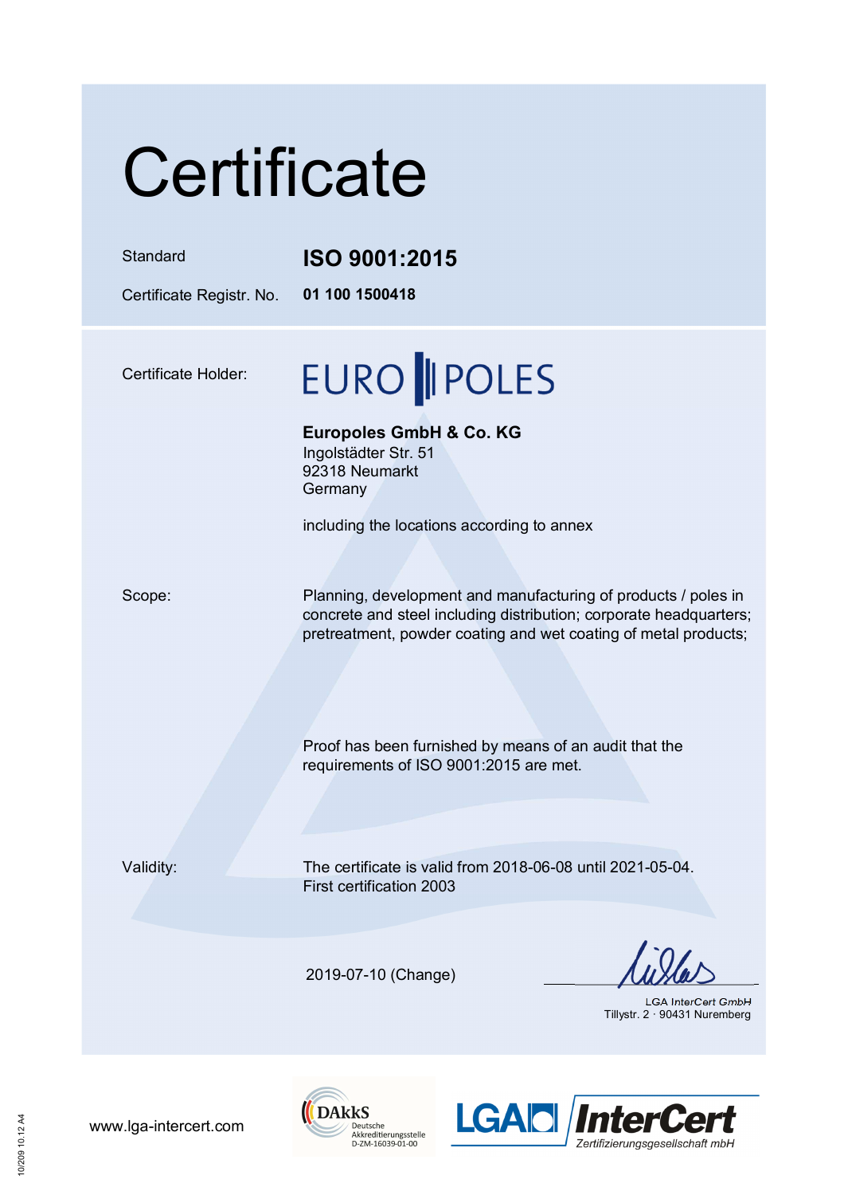# Certificate

| | |
|---|---|
| Standard | **ISO 9001:2015** |
| Certificate Registr. No. | **01 100 1500418** |

Certificate Holder:

EURO POLES

**Europoles GmbH & Co. KG**
Ingolstädter Str. 51
92318 Neumarkt
Germany

including the locations according to annex

Scope:

Planning, development and manufacturing of products / poles in concrete and steel including distribution; corporate headquarters; pretreatment, powder coating and wet coating of metal products;

Proof has been furnished by means of an audit that the requirements of ISO 9001:2015 are met.

Validity:

The certificate is valid from 2018-06-08 until 2021-05-04.
First certification 2003

2019-07-10 (Change)

LGA InterCert GmbH
Tillystr. 2 · 90431 Nuremberg

www.lga-intercert.com

DAkkS Deutsche Akkreditierungsstelle D-ZM-16039-01-00

LGA InterCert Zertifizierungsgesellschaft mbH

10/209 10.12 A4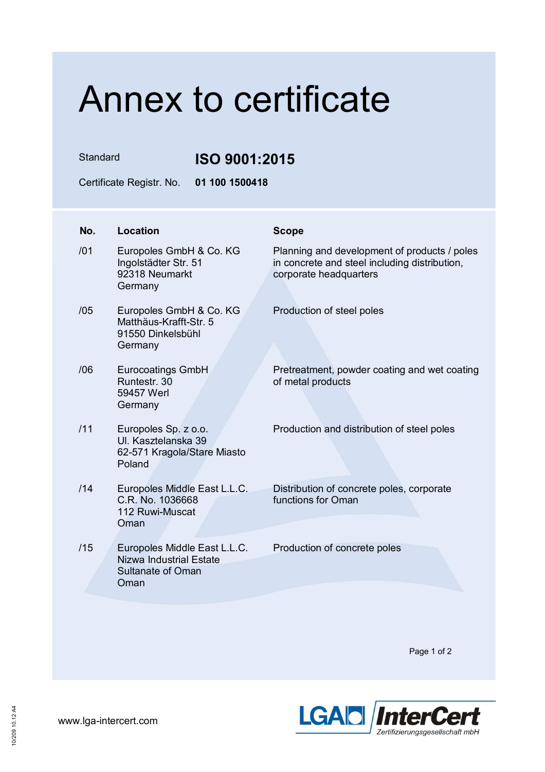# Annex to certificate

Standard **ISO 9001:2015**

Certificate Registr. No. **01 100 1500418**

| No. | Location | Scope |
|---|---|---|
| /01 | Europoles GmbH & Co. KG<br>Ingolstädter Str. 51<br>92318 Neumarkt<br>Germany | Planning and development of products / poles in concrete and steel including distribution, corporate headquarters |
| /05 | Europoles GmbH & Co. KG<br>Matthäus-Krafft-Str. 5<br>91550 Dinkelsbühl<br>Germany | Production of steel poles |
| /06 | Eurocoatings GmbH<br>Runtestr. 30<br>59457 Werl<br>Germany | Pretreatment, powder coating and wet coating of metal products |
| /11 | Europoles Sp. z o.o.<br>Ul. Kasztelanska 39<br>62-571 Kragola/Stare Miasto<br>Poland | Production and distribution of steel poles |
| /14 | Europoles Middle East L.L.C.<br>C.R. No. 1036668<br>112 Ruwi-Muscat<br>Oman | Distribution of concrete poles, corporate functions for Oman |
| /15 | Europoles Middle East L.L.C.<br>Nizwa Industrial Estate<br>Sultanate of Oman<br>Oman | Production of concrete poles |

www.lga-intercert.com

LGA InterCert Zertifizierungsgesellschaft mbH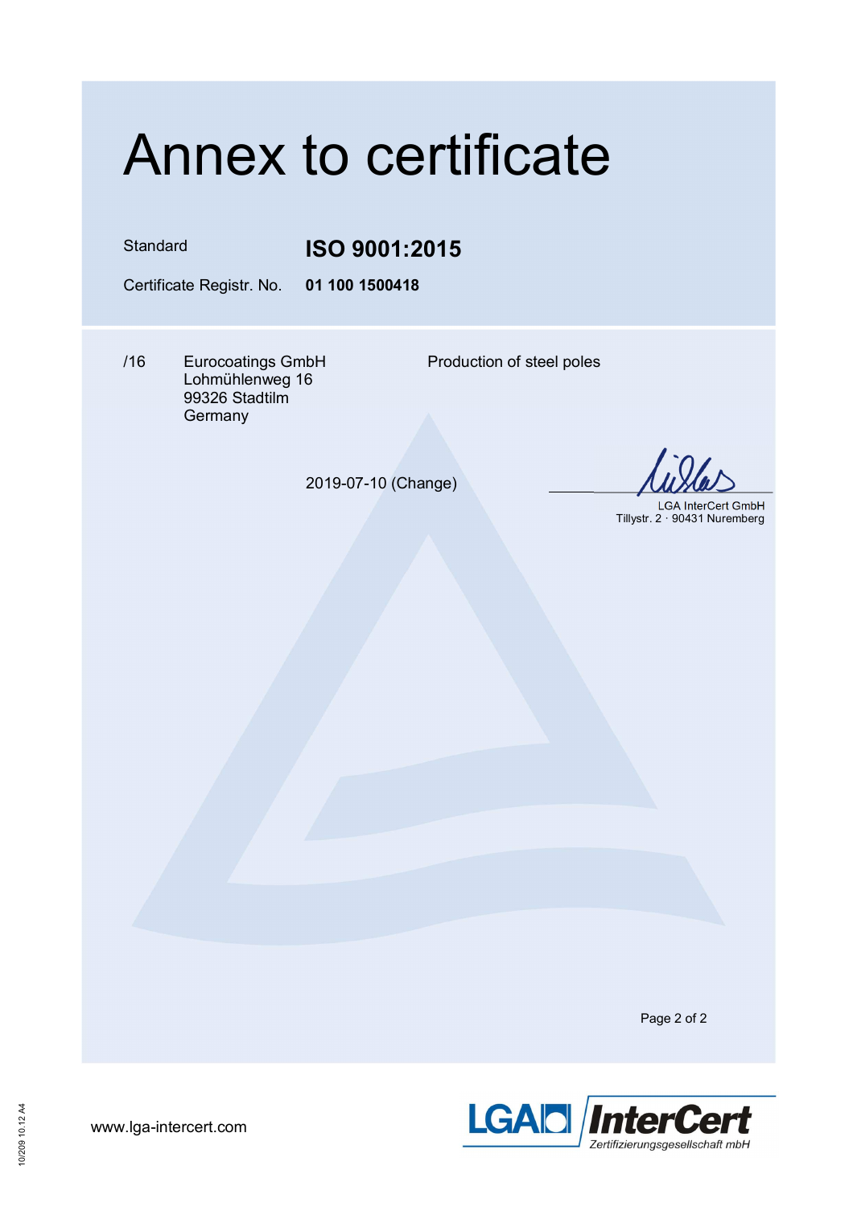# Annex to certificate

| | |
|---|---|
| Standard | **ISO 9001:2015** |
| Certificate Registr. No. | **01 100 1500418** |

| | | |
|---|---|---|
| /16 | Eurocoatings GmbH<br>Lohmühlenweg 16<br>99326 Stadtilm<br>Germany | Production of steel poles |

2019-07-10 (Change)

LGA InterCert GmbH
Tillystr. 2 · 90431 Nuremberg

www.lga-intercert.com

LGA InterCert
Zertifizierungsgesellschaft mbH

10/209 10.12 A4